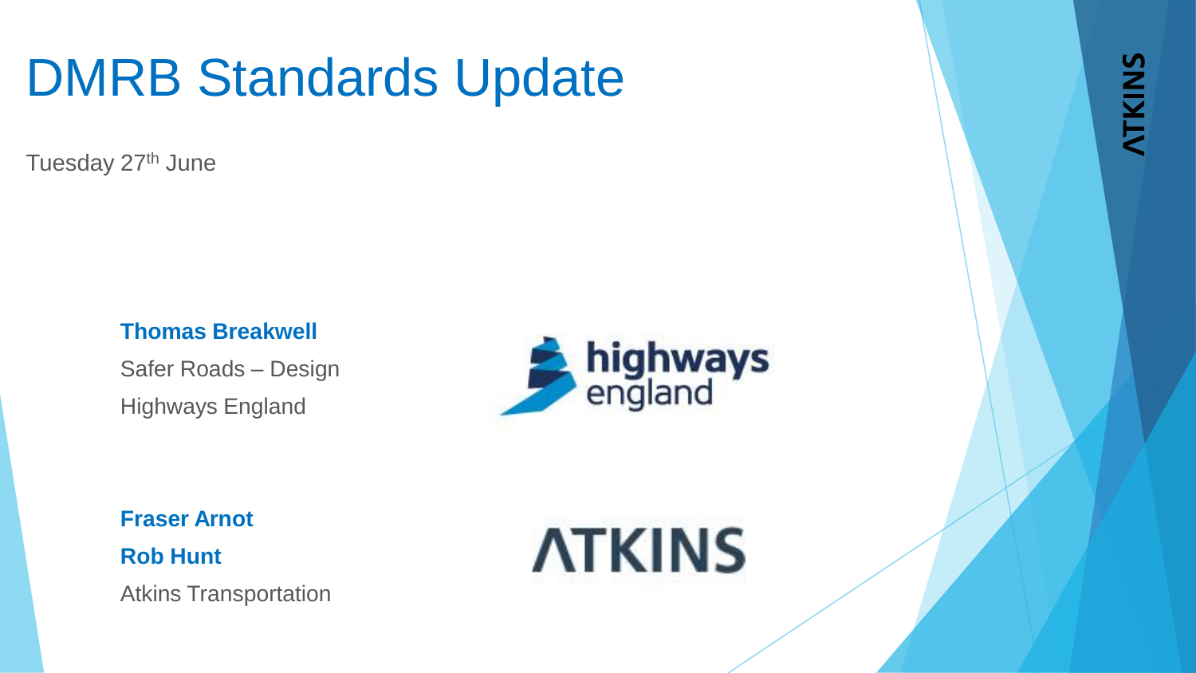# DMRB Standards Update

Tuesday 27th June

**Thomas Breakwell**

Safer Roads – Design

Highways England

**Fraser Arnot**

**Rob Hunt**

Atkins Transportation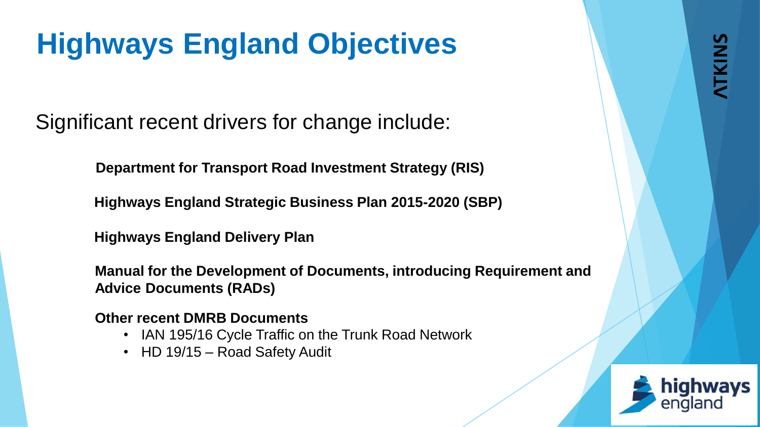# Highways England Objectives

Significant recent drivers for change include:

**Department for Transport Road Investment Strategy (RIS)**

**Highways England Strategic Business Plan 2015-2020 (SBP)**

**Highways England Delivery Plan**

**Manual for the Development of Documents, introducing Requirement and Advice Documents (RADs)**

**Other recent DMRB Documents**

- IAN 195/16 Cycle Traffic on the Trunk Road Network
- HD 19/15 – Road Safety Audit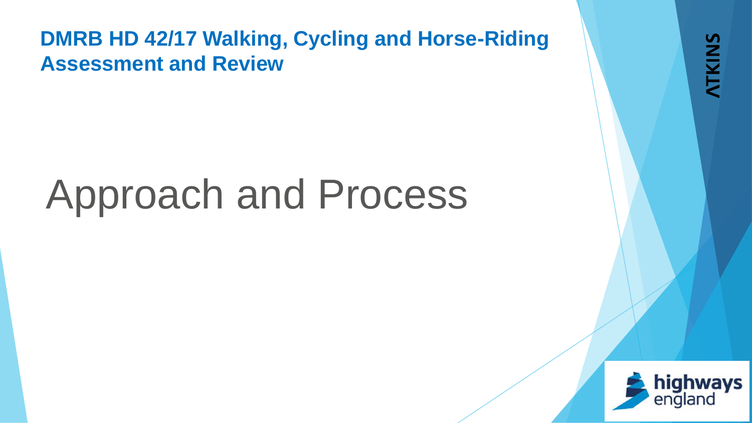**DMRB HD 42/17 Walking, Cycling and Horse-Riding Assessment and Review**

# Approach and Process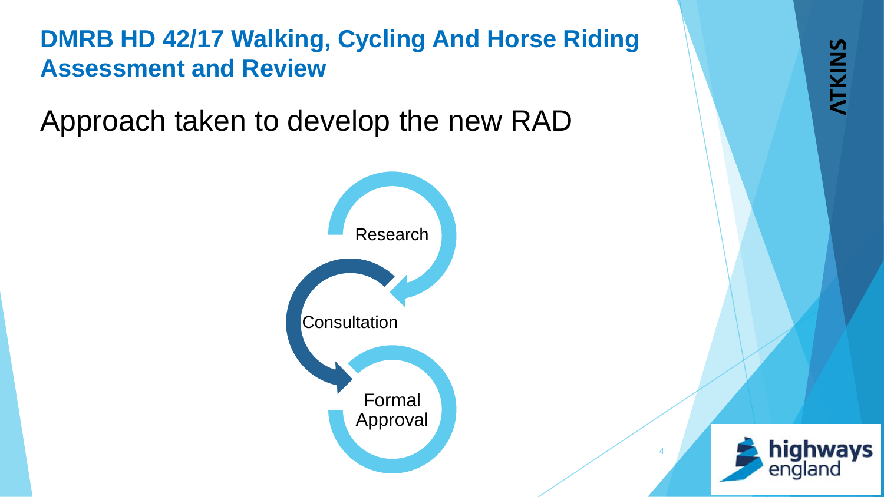# DMRB HD 42/17 Walking, Cycling And Horse Riding Assessment and Review

## Approach taken to develop the new RAD

- Research
- Consultation
- Formal Approval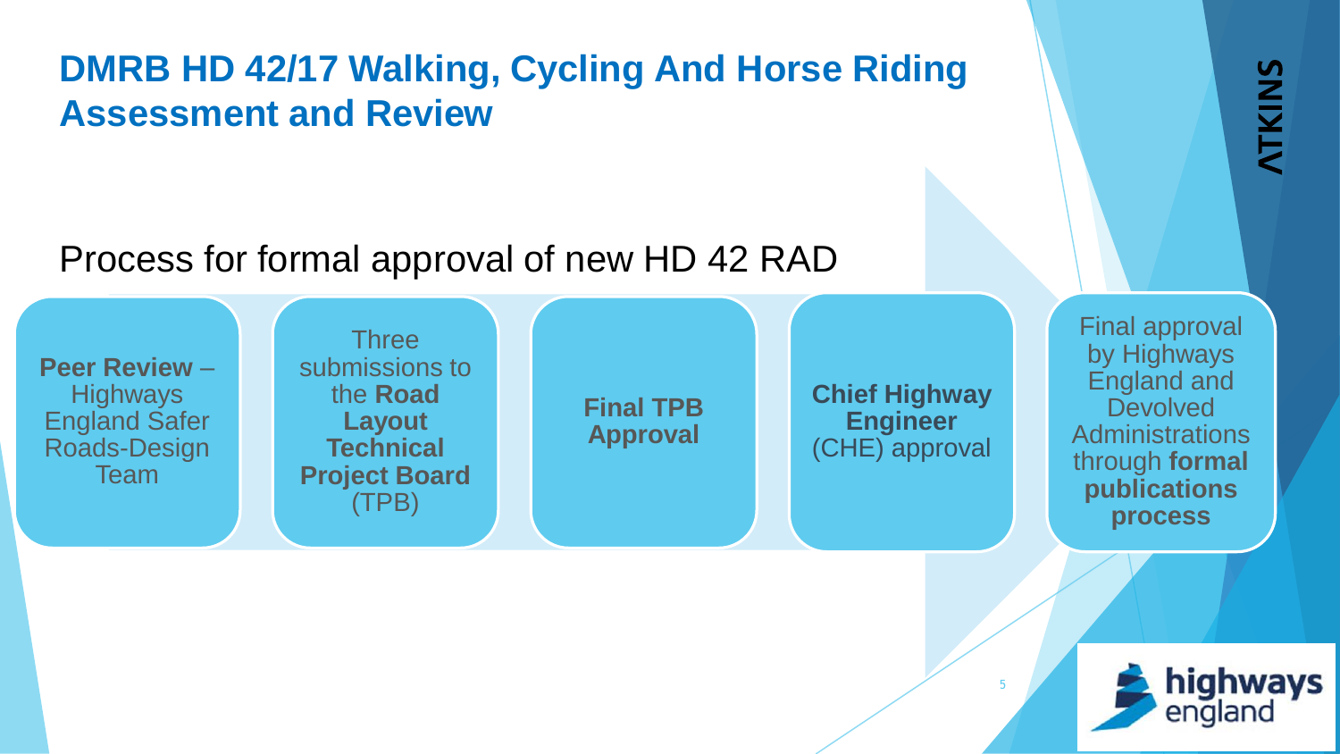# DMRB HD 42/17 Walking, Cycling And Horse Riding Assessment and Review

## Process for formal approval of new HD 42 RAD

1. **Peer Review** – Highways England Safer Roads-Design Team
2. Three submissions to the **Road Layout Technical Project Board** (TPB)
3. **Final TPB Approval**
4. **Chief Highway Engineer** (CHE) approval
5. Final approval by Highways England and Devolved Administrations through **formal publications process**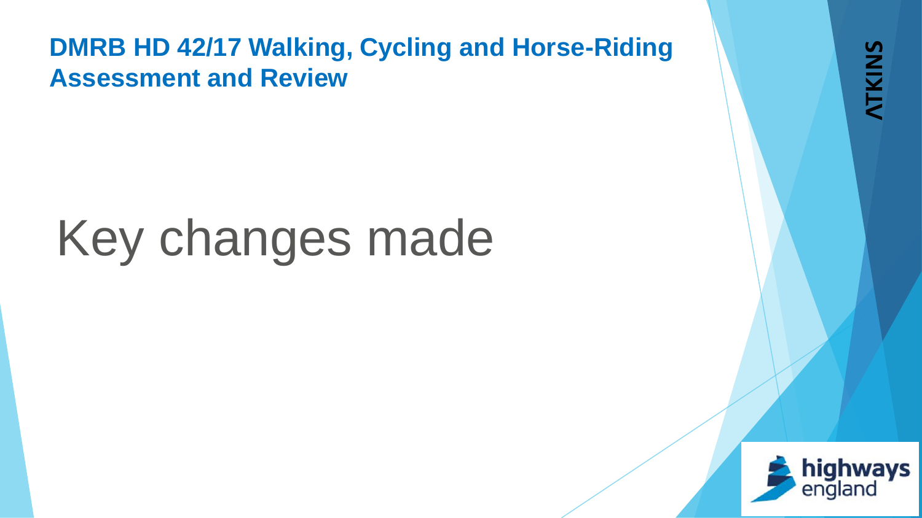**DMRB HD 42/17 Walking, Cycling and Horse-Riding Assessment and Review**

# Key changes made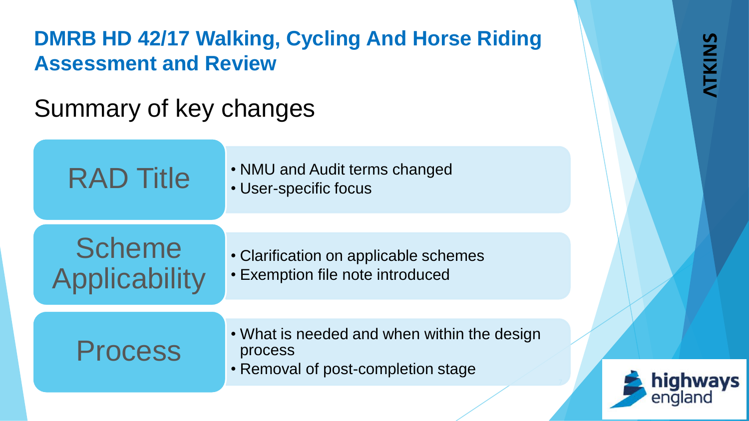## DMRB HD 42/17 Walking, Cycling And Horse Riding Assessment and Review

### Summary of key changes

| | |
|---|---|
| RAD Title | • NMU and Audit terms changed<br>• User-specific focus |
| Scheme Applicability | • Clarification on applicable schemes<br>• Exemption file note introduced |
| Process | • What is needed and when within the design process<br>• Removal of post-completion stage |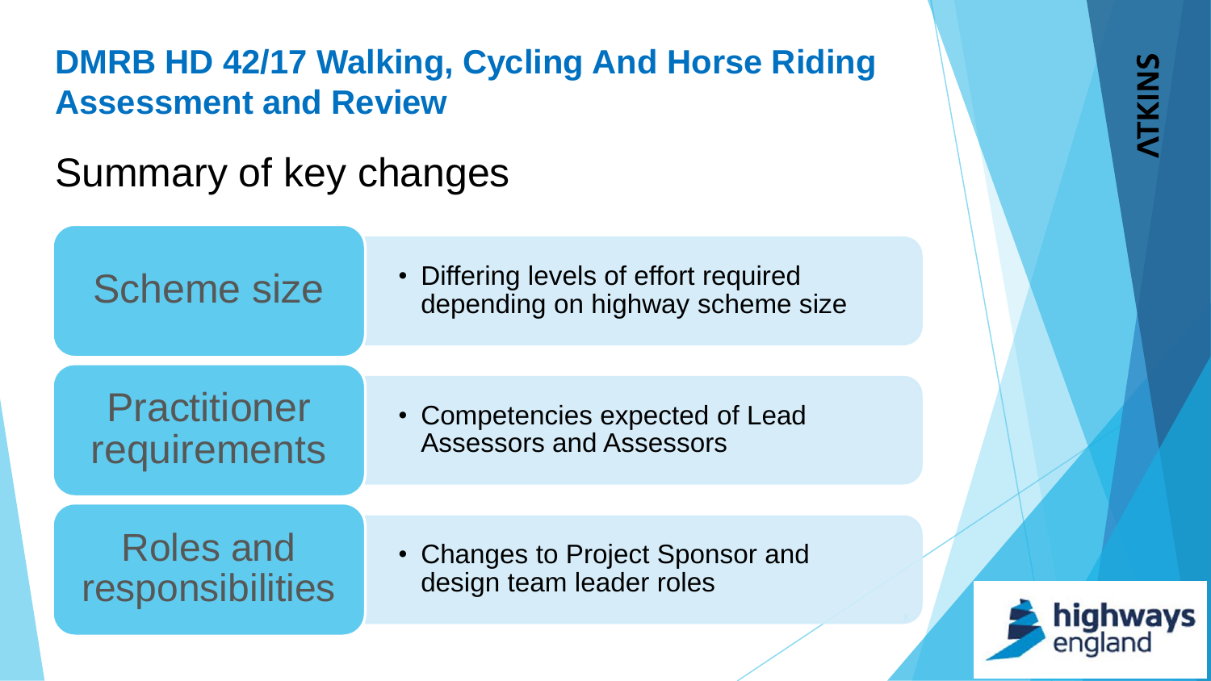# DMRB HD 42/17 Walking, Cycling And Horse Riding Assessment and Review

## Summary of key changes

| | |
|---|---|
| Scheme size | • Differing levels of effort required depending on highway scheme size |
| Practitioner requirements | • Competencies expected of Lead Assessors and Assessors |
| Roles and responsibilities | • Changes to Project Sponsor and design team leader roles |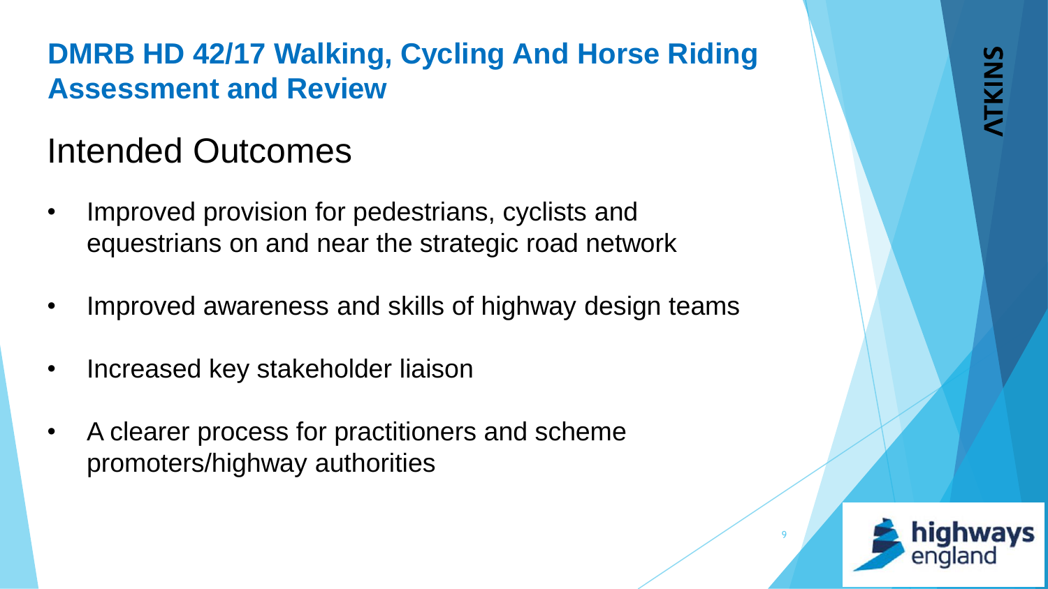# DMRB HD 42/17 Walking, Cycling And Horse Riding Assessment and Review

## Intended Outcomes

- Improved provision for pedestrians, cyclists and equestrians on and near the strategic road network
- Improved awareness and skills of highway design teams
- Increased key stakeholder liaison
- A clearer process for practitioners and scheme promoters/highway authorities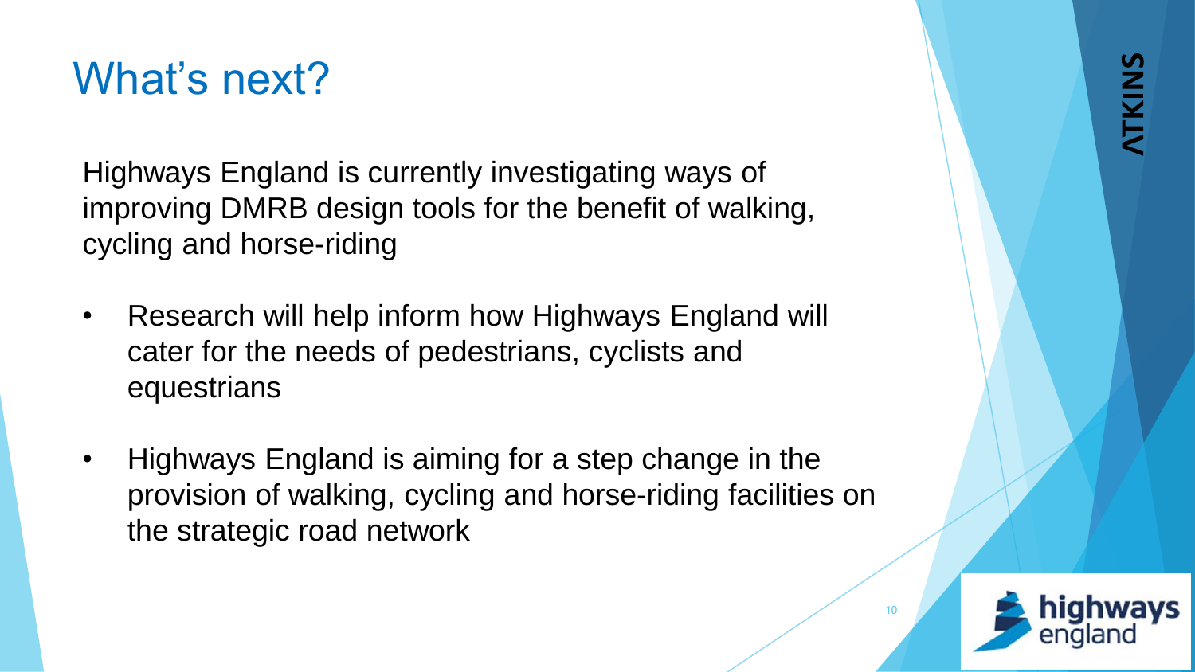# What's next?

Highways England is currently investigating ways of improving DMRB design tools for the benefit of walking, cycling and horse-riding

- Research will help inform how Highways England will cater for the needs of pedestrians, cyclists and equestrians
- Highways England is aiming for a step change in the provision of walking, cycling and horse-riding facilities on the strategic road network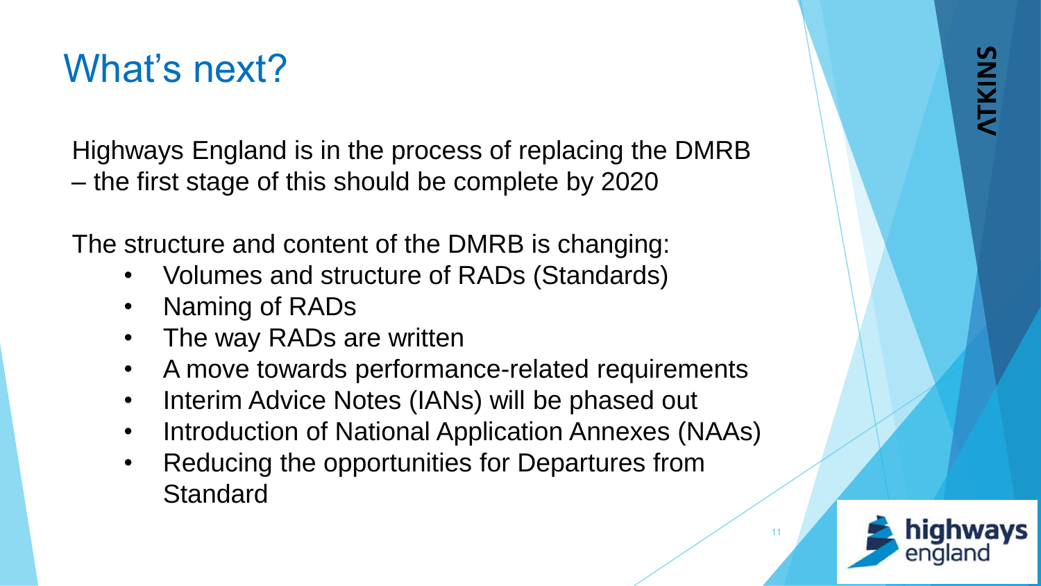# What's next?

Highways England is in the process of replacing the DMRB – the first stage of this should be complete by 2020

The structure and content of the DMRB is changing:

- Volumes and structure of RADs (Standards)
- Naming of RADs
- The way RADs are written
- A move towards performance-related requirements
- Interim Advice Notes (IANs) will be phased out
- Introduction of National Application Annexes (NAAs)
- Reducing the opportunities for Departures from Standard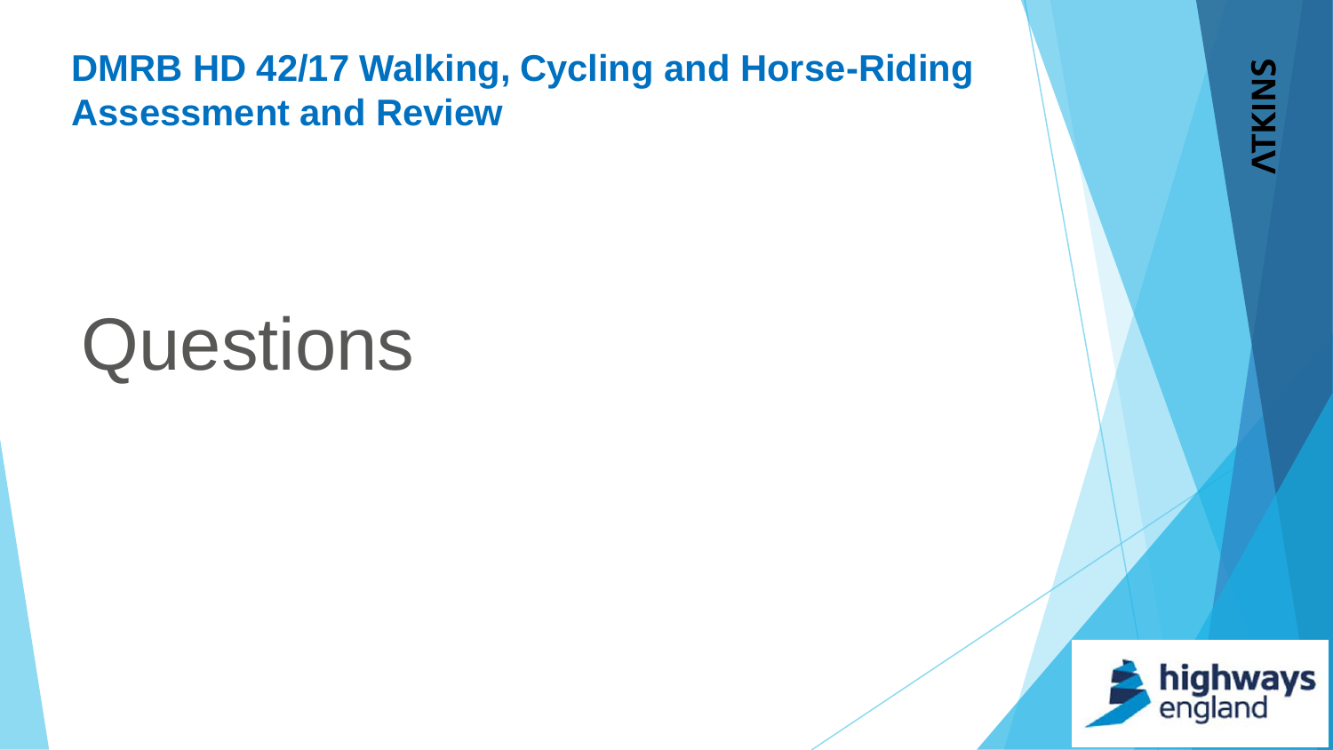**DMRB HD 42/17 Walking, Cycling and Horse-Riding Assessment and Review**

# Questions